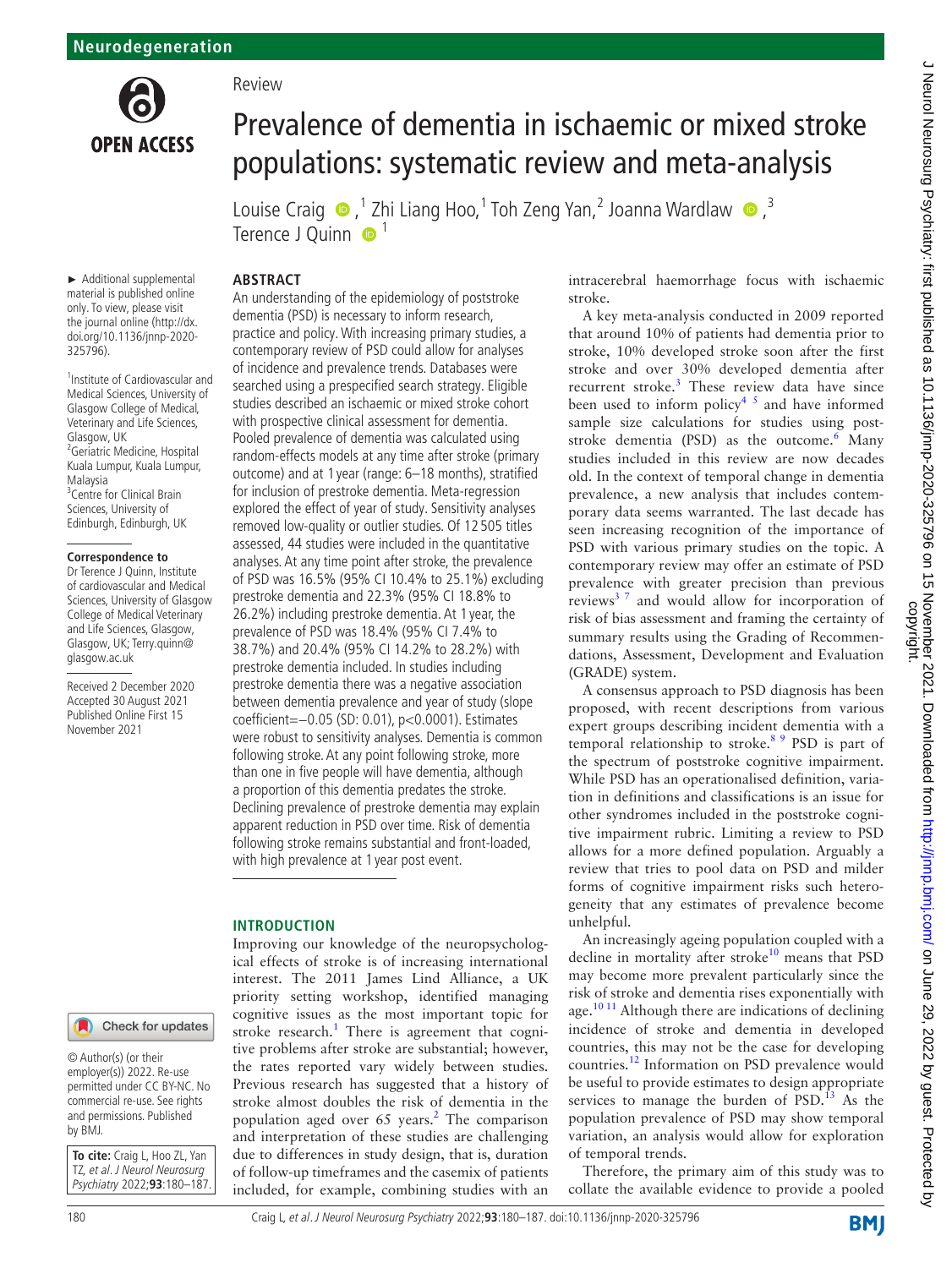Neurodegeneration

Review

# Prevalence of dementia in ischaemic or mixed stroke populations: systematic review and meta-analysis

Louise Craig,[1] Zhi Liang Hoo,[1] Toh Zeng Yan,[2] Joanna Wardlaw,[3] Terence J Quinn[1]

► Additional supplemental material is published online only. To view, please visit the journal online (http://dx.doi.org/10.1136/jnnp-2020-325796).

[1]Institute of Cardiovascular and Medical Sciences, University of Glasgow College of Medical, Veterinary and Life Sciences, Glasgow, UK
[2]Geriatric Medicine, Hospital Kuala Lumpur, Kuala Lumpur, Malaysia
[3]Centre for Clinical Brain Sciences, University of Edinburgh, Edinburgh, UK

**Correspondence to**
Dr Terence J Quinn, Institute of cardiovascular and Medical Sciences, University of Glasgow College of Medical Veterinary and Life Sciences, Glasgow, Glasgow, UK; Terry.quinn@glasgow.ac.uk

Received 2 December 2020
Accepted 30 August 2021
Published Online First 15 November 2021

© Author(s) (or their employer(s)) 2022. Re-use permitted under CC BY-NC. No commercial re-use. See rights and permissions. Published by BMJ.

**To cite:** Craig L, Hoo ZL, Yan TZ, *et al*. *J Neurol Neurosurg Psychiatry* 2022;**93**:180–187.

## ABSTRACT

An understanding of the epidemiology of poststroke dementia (PSD) is necessary to inform research, practice and policy. With increasing primary studies, a contemporary review of PSD could allow for analyses of incidence and prevalence trends. Databases were searched using a prespecified search strategy. Eligible studies described an ischaemic or mixed stroke cohort with prospective clinical assessment for dementia. Pooled prevalence of dementia was calculated using random-effects models at any time after stroke (primary outcome) and at 1 year (range: 6–18 months), stratified for inclusion of prestroke dementia. Meta-regression explored the effect of year of study. Sensitivity analyses removed low-quality or outlier studies. Of 12 505 titles assessed, 44 studies were included in the quantitative analyses. At any time point after stroke, the prevalence of PSD was 16.5% (95% CI 10.4% to 25.1%) excluding prestroke dementia and 22.3% (95% CI 18.8% to 26.2%) including prestroke dementia. At 1 year, the prevalence of PSD was 18.4% (95% CI 7.4% to 38.7%) and 20.4% (95% CI 14.2% to 28.2%) with prestroke dementia included. In studies including prestroke dementia there was a negative association between dementia prevalence and year of study (slope coefficient=−0.05 (SD: 0.01), p<0.0001). Estimates were robust to sensitivity analyses. Dementia is common following stroke. At any point following stroke, more than one in five people will have dementia, although a proportion of this dementia predates the stroke. Declining prevalence of prestroke dementia may explain apparent reduction in PSD over time. Risk of dementia following stroke remains substantial and front-loaded, with high prevalence at 1 year post event.

## INTRODUCTION

Improving our knowledge of the neuropsychological effects of stroke is of increasing international interest. The 2011 James Lind Alliance, a UK priority setting workshop, identified managing cognitive issues as the most important topic for stroke research.[1] There is agreement that cognitive problems after stroke are substantial; however, the rates reported vary widely between studies. Previous research has suggested that a history of stroke almost doubles the risk of dementia in the population aged over 65 years.[2] The comparison and interpretation of these studies are challenging due to differences in study design, that is, duration of follow-up timeframes and the casemix of patients included, for example, combining studies with an intracerebral haemorrhage focus with ischaemic stroke.

A key meta-analysis conducted in 2009 reported that around 10% of patients had dementia prior to stroke, 10% developed stroke soon after the first stroke and over 30% developed dementia after recurrent stroke.[3] These review data have since been used to inform policy[4,5] and have informed sample size calculations for studies using poststroke dementia (PSD) as the outcome.[6] Many studies included in this review are now decades old. In the context of temporal change in dementia prevalence, a new analysis that includes contemporary data seems warranted. The last decade has seen increasing recognition of the importance of PSD with various primary studies on the topic. A contemporary review may offer an estimate of PSD prevalence with greater precision than previous reviews[3,7] and would allow for incorporation of risk of bias assessment and framing the certainty of summary results using the Grading of Recommendations, Assessment, Development and Evaluation (GRADE) system.

A consensus approach to PSD diagnosis has been proposed, with recent descriptions from various expert groups describing incident dementia with a temporal relationship to stroke.[8,9] PSD is part of the spectrum of poststroke cognitive impairment. While PSD has an operationalised definition, variation in definitions and classifications is an issue for other syndromes included in the poststroke cognitive impairment rubric. Limiting a review to PSD allows for a more defined population. Arguably a review that tries to pool data on PSD and milder forms of cognitive impairment risks such heterogeneity that any estimates of prevalence become unhelpful.

An increasingly ageing population coupled with a decline in mortality after stroke[10] means that PSD may become more prevalent particularly since the risk of stroke and dementia rises exponentially with age.[10,11] Although there are indications of declining incidence of stroke and dementia in developed countries, this may not be the case for developing countries.[12] Information on PSD prevalence would be useful to provide estimates to design appropriate services to manage the burden of PSD.[13] As the population prevalence of PSD may show temporal variation, an analysis would allow for exploration of temporal trends.

Therefore, the primary aim of this study was to collate the available evidence to provide a pooled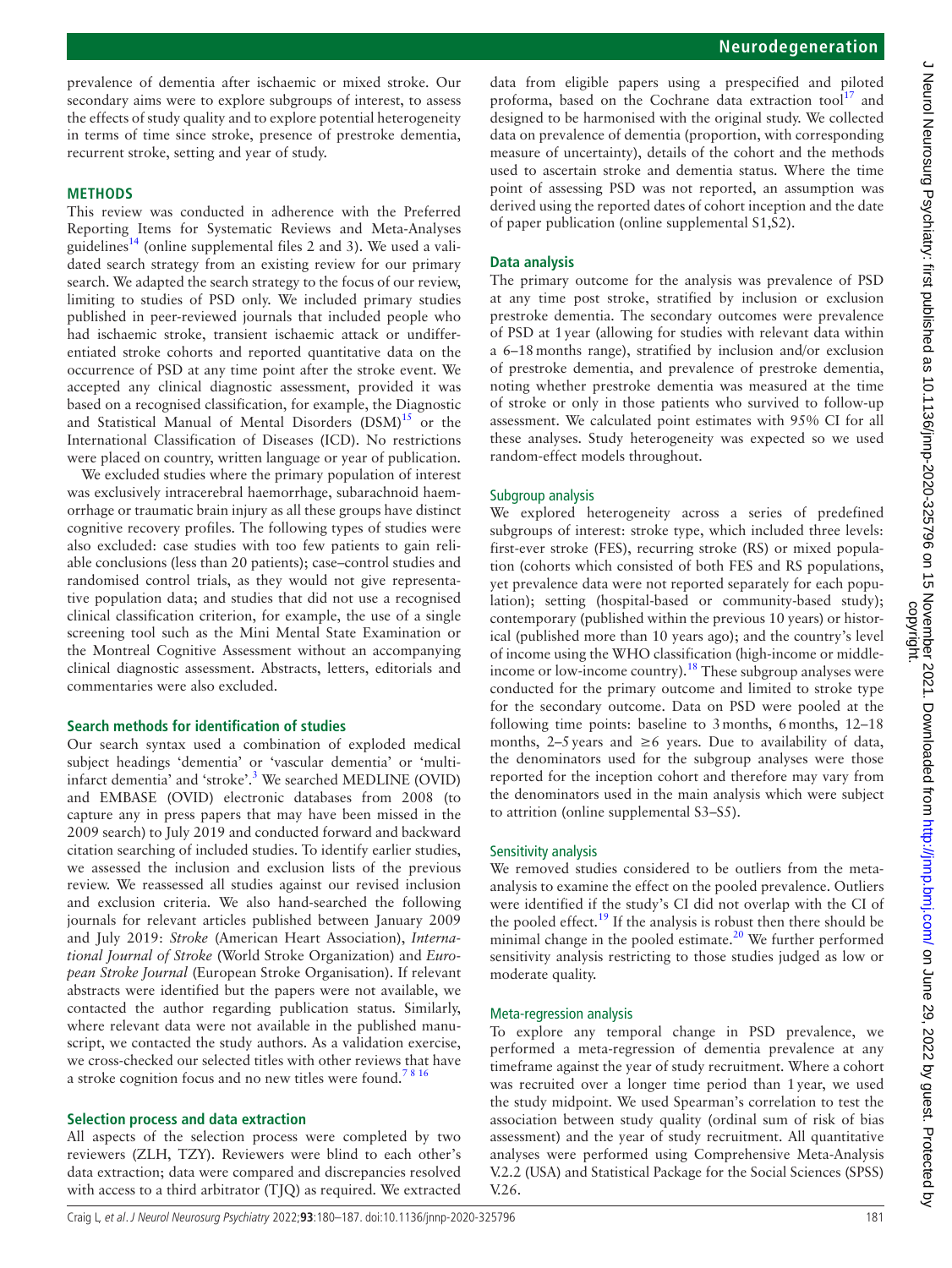prevalence of dementia after ischaemic or mixed stroke. Our secondary aims were to explore subgroups of interest, to assess the effects of study quality and to explore potential heterogeneity in terms of time since stroke, presence of prestroke dementia, recurrent stroke, setting and year of study.

## METHODS

This review was conducted in adherence with the Preferred Reporting Items for Systematic Reviews and Meta-Analyses guidelines[14] (online supplemental files 2 and 3). We used a validated search strategy from an existing review for our primary search. We adapted the search strategy to the focus of our review, limiting to studies of PSD only. We included primary studies published in peer-reviewed journals that included people who had ischaemic stroke, transient ischaemic attack or undifferentiated stroke cohorts and reported quantitative data on the occurrence of PSD at any time point after the stroke event. We accepted any clinical diagnostic assessment, provided it was based on a recognised classification, for example, the Diagnostic and Statistical Manual of Mental Disorders (DSM)[15] or the International Classification of Diseases (ICD). No restrictions were placed on country, written language or year of publication.

We excluded studies where the primary population of interest was exclusively intracerebral haemorrhage, subarachnoid haemorrhage or traumatic brain injury as all these groups have distinct cognitive recovery profiles. The following types of studies were also excluded: case studies with too few patients to gain reliable conclusions (less than 20 patients); case–control studies and randomised control trials, as they would not give representative population data; and studies that did not use a recognised clinical classification criterion, for example, the use of a single screening tool such as the Mini Mental State Examination or the Montreal Cognitive Assessment without an accompanying clinical diagnostic assessment. Abstracts, letters, editorials and commentaries were also excluded.

### Search methods for identification of studies

Our search syntax used a combination of exploded medical subject headings 'dementia' or 'vascular dementia' or 'multi-infarct dementia' and 'stroke'.[3] We searched MEDLINE (OVID) and EMBASE (OVID) electronic databases from 2008 (to capture any in press papers that may have been missed in the 2009 search) to July 2019 and conducted forward and backward citation searching of included studies. To identify earlier studies, we assessed the inclusion and exclusion lists of the previous review. We reassessed all studies against our revised inclusion and exclusion criteria. We also hand-searched the following journals for relevant articles published between January 2009 and July 2019: *Stroke* (American Heart Association), *International Journal of Stroke* (World Stroke Organization) and *European Stroke Journal* (European Stroke Organisation). If relevant abstracts were identified but the papers were not available, we contacted the author regarding publication status. Similarly, where relevant data were not available in the published manuscript, we contacted the study authors. As a validation exercise, we cross-checked our selected titles with other reviews that have a stroke cognition focus and no new titles were found.[7 8 16]

### Selection process and data extraction

All aspects of the selection process were completed by two reviewers (ZLH, TZY). Reviewers were blind to each other's data extraction; data were compared and discrepancies resolved with access to a third arbitrator (TJQ) as required. We extracted data from eligible papers using a prespecified and piloted proforma, based on the Cochrane data extraction tool[17] and designed to be harmonised with the original study. We collected data on prevalence of dementia (proportion, with corresponding measure of uncertainty), details of the cohort and the methods used to ascertain stroke and dementia status. Where the time point of assessing PSD was not reported, an assumption was derived using the reported dates of cohort inception and the date of paper publication (online supplemental S1,S2).

### Data analysis

The primary outcome for the analysis was prevalence of PSD at any time post stroke, stratified by inclusion or exclusion prestroke dementia. The secondary outcomes were prevalence of PSD at 1 year (allowing for studies with relevant data within a 6–18 months range), stratified by inclusion and/or exclusion of prestroke dementia, and prevalence of prestroke dementia, noting whether prestroke dementia was measured at the time of stroke or only in those patients who survived to follow-up assessment. We calculated point estimates with 95% CI for all these analyses. Study heterogeneity was expected so we used random-effect models throughout.

#### Subgroup analysis

We explored heterogeneity across a series of predefined subgroups of interest: stroke type, which included three levels: first-ever stroke (FES), recurring stroke (RS) or mixed population (cohorts which consisted of both FES and RS populations, yet prevalence data were not reported separately for each population); setting (hospital-based or community-based study); contemporary (published within the previous 10 years) or historical (published more than 10 years ago); and the country's level of income using the WHO classification (high-income or middle-income or low-income country).[18] These subgroup analyses were conducted for the primary outcome and limited to stroke type for the secondary outcome. Data on PSD were pooled at the following time points: baseline to 3 months, 6 months, 12–18 months, 2–5 years and ≥6 years. Due to availability of data, the denominators used for the subgroup analyses were those reported for the inception cohort and therefore may vary from the denominators used in the main analysis which were subject to attrition (online supplemental S3–S5).

#### Sensitivity analysis

We removed studies considered to be outliers from the meta-analysis to examine the effect on the pooled prevalence. Outliers were identified if the study's CI did not overlap with the CI of the pooled effect.[19] If the analysis is robust then there should be minimal change in the pooled estimate.[20] We further performed sensitivity analysis restricting to those studies judged as low or moderate quality.

#### Meta-regression analysis

To explore any temporal change in PSD prevalence, we performed a meta-regression of dementia prevalence at any timeframe against the year of study recruitment. Where a cohort was recruited over a longer time period than 1 year, we used the study midpoint. We used Spearman's correlation to test the association between study quality (ordinal sum of risk of bias assessment) and the year of study recruitment. All quantitative analyses were performed using Comprehensive Meta-Analysis V.2.2 (USA) and Statistical Package for the Social Sciences (SPSS) V.26.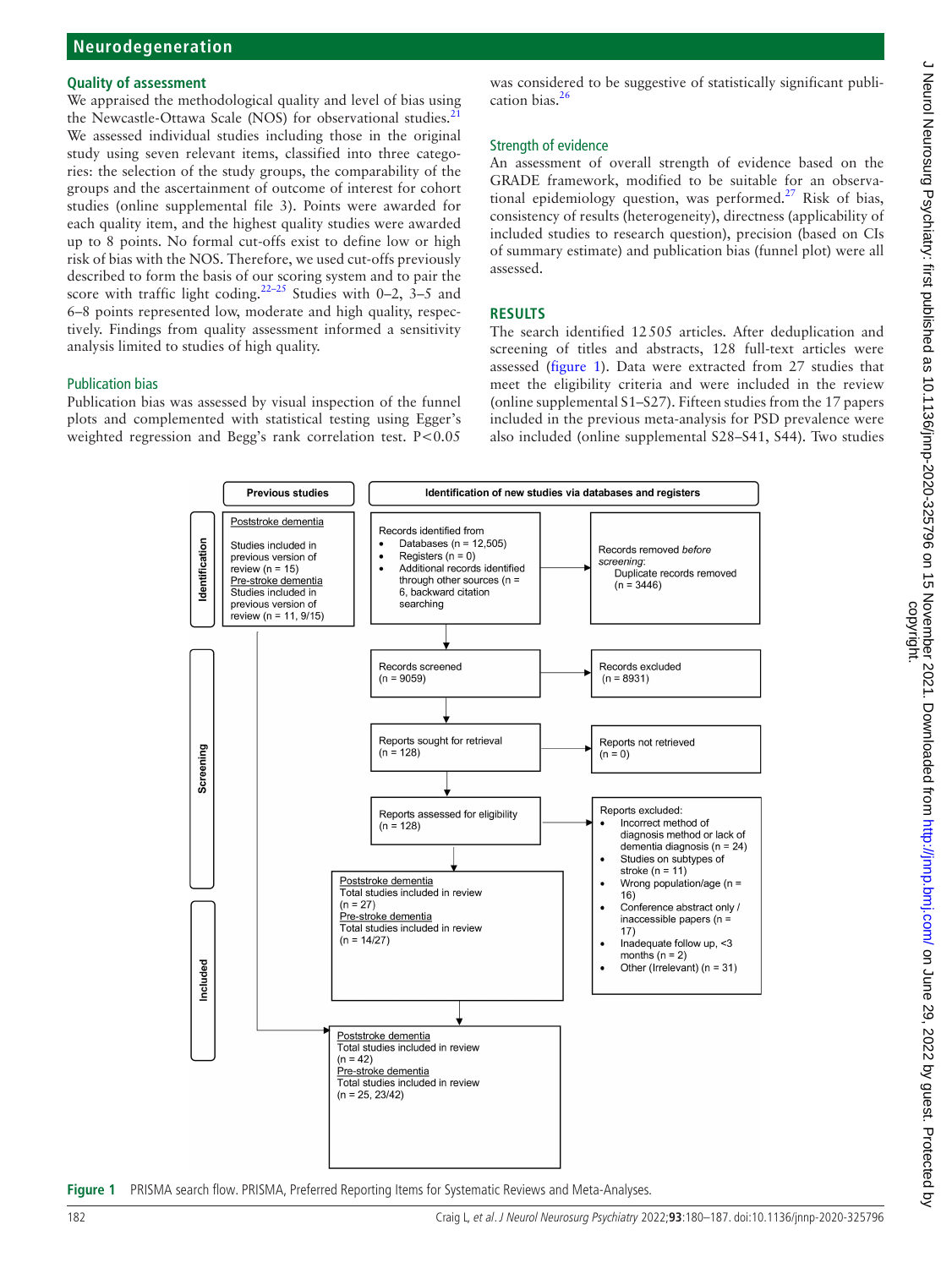### Quality of assessment

We appraised the methodological quality and level of bias using the Newcastle-Ottawa Scale (NOS) for observational studies.[21] We assessed individual studies including those in the original study using seven relevant items, classified into three categories: the selection of the study groups, the comparability of the groups and the ascertainment of outcome of interest for cohort studies (online supplemental file 3). Points were awarded for each quality item, and the highest quality studies were awarded up to 8 points. No formal cut-offs exist to define low or high risk of bias with the NOS. Therefore, we used cut-offs previously described to form the basis of our scoring system and to pair the score with traffic light coding.[22–25] Studies with 0–2, 3–5 and 6–8 points represented low, moderate and high quality, respectively. Findings from quality assessment informed a sensitivity analysis limited to studies of high quality.

### Publication bias

Publication bias was assessed by visual inspection of the funnel plots and complemented with statistical testing using Egger's weighted regression and Begg's rank correlation test. $P<0.05$ was considered to be suggestive of statistically significant publication bias.[26]

### Strength of evidence

An assessment of overall strength of evidence based on the GRADE framework, modified to be suitable for an observational epidemiology question, was performed.[27] Risk of bias, consistency of results (heterogeneity), directness (applicability of included studies to research question), precision (based on CIs of summary estimate) and publication bias (funnel plot) were all assessed.

## RESULTS

The search identified 12 505 articles. After deduplication and screening of titles and abstracts, 128 full-text articles were assessed (figure 1). Data were extracted from 27 studies that meet the eligibility criteria and were included in the review (online supplemental S1–S27). Fifteen studies from the 17 papers included in the previous meta-analysis for PSD prevalence were also included (online supplemental S28–S41, S44). Two studies

**Previous studies**

- Poststroke dementia: Studies included in previous version of review (n = 15)
- Pre-stroke dementia: Studies included in previous version of review (n = 11, 9/15)

**Identification of new studies via databases and registers**

Identification:
- Records identified from:
  - Databases (n = 12,505)
  - Registers (n = 0)
  - Additional records identified through other sources (n = 6, backward citation searching
- Records removed *before screening*: Duplicate records removed (n = 3446)

Screening:
- Records screened (n = 9059) → Records excluded (n = 8931)
- Reports sought for retrieval (n = 128) → Reports not retrieved (n = 0)
- Reports assessed for eligibility (n = 128) → Reports excluded:
  - Incorrect method of diagnosis method or lack of dementia diagnosis (n = 24)
  - Studies on subtypes of stroke (n = 11)
  - Wrong population/age (n = 16)
  - Conference abstract only / inaccessible papers (n = 17)
  - Inadequate follow up, <3 months (n = 2)
  - Other (Irrelevant) (n = 31)

Included:
- Poststroke dementia: Total studies included in review (n = 27); Pre-stroke dementia: Total studies included in review (n = 14/27)
- Poststroke dementia: Total studies included in review (n = 42); Pre-stroke dementia: Total studies included in review (n = 25, 23/42)

**Figure 1** PRISMA search flow. PRISMA, Preferred Reporting Items for Systematic Reviews and Meta-Analyses.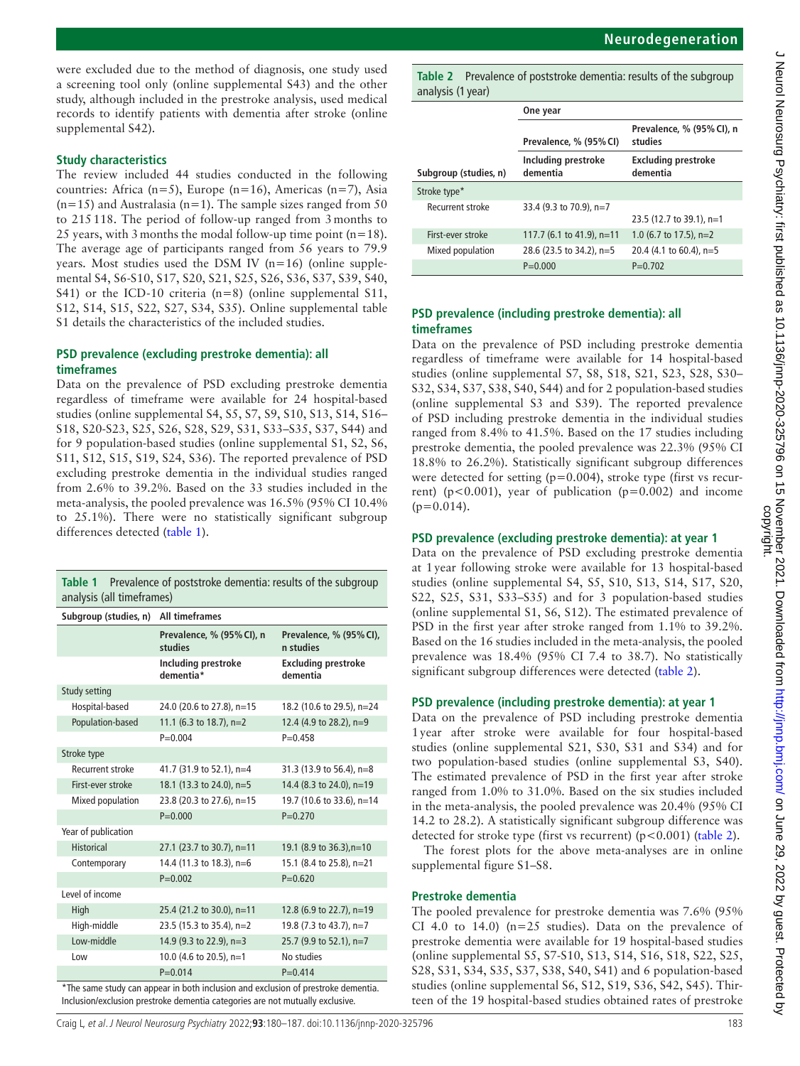were excluded due to the method of diagnosis, one study used a screening tool only (online supplemental S43) and the other study, although included in the prestroke analysis, used medical records to identify patients with dementia after stroke (online supplemental S42).

### Study characteristics

The review included 44 studies conducted in the following countries: Africa (n=5), Europe (n=16), Americas (n=7), Asia (n=15) and Australasia (n=1). The sample sizes ranged from 50 to 215 118. The period of follow-up ranged from 3 months to 25 years, with 3 months the modal follow-up time point (n=18). The average age of participants ranged from 56 years to 79.9 years. Most studies used the DSM IV (n=16) (online supplemental S4, S6-S10, S17, S20, S21, S25, S26, S36, S37, S39, S40, S41) or the ICD-10 criteria (n=8) (online supplemental S11, S12, S14, S15, S22, S27, S34, S35). Online supplemental table S1 details the characteristics of the included studies.

### PSD prevalence (excluding prestroke dementia): all timeframes

Data on the prevalence of PSD excluding prestroke dementia regardless of timeframe were available for 24 hospital-based studies (online supplemental S4, S5, S7, S9, S10, S13, S14, S16–S18, S20-S23, S25, S26, S28, S29, S31, S33–S35, S37, S44) and for 9 population-based studies (online supplemental S1, S2, S6, S11, S12, S15, S19, S24, S36). The reported prevalence of PSD excluding prestroke dementia in the individual studies ranged from 2.6% to 39.2%. Based on the 33 studies included in the meta-analysis, the pooled prevalence was 16.5% (95% CI 10.4% to 25.1%). There were no statistically significant subgroup differences detected (table 1).

**Table 1** Prevalence of poststroke dementia: results of the subgroup analysis (all timeframes)

| Subgroup (studies, n) | All timeframes | |
|---|---|---|
| | Prevalence, % (95% CI), n studies | Prevalence, % (95% CI), n studies |
| | Including prestroke dementia* | Excluding prestroke dementia |
| Study setting | | |
| Hospital-based | 24.0 (20.6 to 27.8), n=15 | 18.2 (10.6 to 29.5), n=24 |
| Population-based | 11.1 (6.3 to 18.7), n=2 | 12.4 (4.9 to 28.2), n=9 |
| | P=0.004 | P=0.458 |
| Stroke type | | |
| Recurrent stroke | 41.7 (31.9 to 52.1), n=4 | 31.3 (13.9 to 56.4), n=8 |
| First-ever stroke | 18.1 (13.3 to 24.0), n=5 | 14.4 (8.3 to 24.0), n=19 |
| Mixed population | 23.8 (20.3 to 27.6), n=15 | 19.7 (10.6 to 33.6), n=14 |
| | P=0.000 | P=0.270 |
| Year of publication | | |
| Historical | 27.1 (23.7 to 30.7), n=11 | 19.1 (8.9 to 36.3),n=10 |
| Contemporary | 14.4 (11.3 to 18.3), n=6 | 15.1 (8.4 to 25.8), n=21 |
| | P=0.002 | P=0.620 |
| Level of income | | |
| High | 25.4 (21.2 to 30.0), n=11 | 12.8 (6.9 to 22.7), n=19 |
| High-middle | 23.5 (15.3 to 35.4), n=2 | 19.8 (7.3 to 43.7), n=7 |
| Low-middle | 14.9 (9.3 to 22.9), n=3 | 25.7 (9.9 to 52.1), n=7 |
| Low | 10.0 (4.6 to 20.5), n=1 | No studies |
| | P=0.014 | P=0.414 |

*The same study can appear in both inclusion and exclusion of prestroke dementia. Inclusion/exclusion prestroke dementia categories are not mutually exclusive.

**Table 2** Prevalence of poststroke dementia: results of the subgroup analysis (1 year)

| Subgroup (studies, n) | One year | |
|---|---|---|
| | Prevalence, % (95% CI) | Prevalence, % (95% CI), n studies |
| | Including prestroke dementia | Excluding prestroke dementia |
| Stroke type* | | |
| Recurrent stroke | 33.4 (9.3 to 70.9), n=7 | 23.5 (12.7 to 39.1), n=1 |
| First-ever stroke | 117.7 (6.1 to 41.9), n=11 | 1.0 (6.7 to 17.5), n=2 |
| Mixed population | 28.6 (23.5 to 34.2), n=5 | 20.4 (4.1 to 60.4), n=5 |
| | P=0.000 | P=0.702 |

### PSD prevalence (including prestroke dementia): all timeframes

Data on the prevalence of PSD including prestroke dementia regardless of timeframe were available for 14 hospital-based studies (online supplemental S7, S8, S18, S21, S23, S28, S30–S32, S34, S37, S38, S40, S44) and for 2 population-based studies (online supplemental S3 and S39). The reported prevalence of PSD including prestroke dementia in the individual studies ranged from 8.4% to 41.5%. Based on the 17 studies including prestroke dementia, the pooled prevalence was 22.3% (95% CI 18.8% to 26.2%). Statistically significant subgroup differences were detected for setting (p=0.004), stroke type (first vs recurrent) (p<0.001), year of publication (p=0.002) and income (p=0.014).

### PSD prevalence (excluding prestroke dementia): at year 1

Data on the prevalence of PSD excluding prestroke dementia at 1 year following stroke were available for 13 hospital-based studies (online supplemental S4, S5, S10, S13, S14, S17, S20, S22, S25, S31, S33–S35) and for 3 population-based studies (online supplemental S1, S6, S12). The estimated prevalence of PSD in the first year after stroke ranged from 1.1% to 39.2%. Based on the 16 studies included in the meta-analysis, the pooled prevalence was 18.4% (95% CI 7.4 to 38.7). No statistically significant subgroup differences were detected (table 2).

### PSD prevalence (including prestroke dementia): at year 1

Data on the prevalence of PSD including prestroke dementia 1 year after stroke were available for four hospital-based studies (online supplemental S21, S30, S31 and S34) and for two population-based studies (online supplemental S3, S40). The estimated prevalence of PSD in the first year after stroke ranged from 1.0% to 31.0%. Based on the six studies included in the meta-analysis, the pooled prevalence was 20.4% (95% CI 14.2 to 28.2). A statistically significant subgroup difference was detected for stroke type (first vs recurrent) (p<0.001) (table 2).

The forest plots for the above meta-analyses are in online supplemental figure S1–S8.

### Prestroke dementia

The pooled prevalence for prestroke dementia was 7.6% (95% CI 4.0 to 14.0) (n=25 studies). Data on the prevalence of prestroke dementia were available for 19 hospital-based studies (online supplemental S5, S7-S10, S13, S14, S16, S18, S22, S25, S28, S31, S34, S35, S37, S38, S40, S41) and 6 population-based studies (online supplemental S6, S12, S19, S36, S42, S45). Thirteen of the 19 hospital-based studies obtained rates of prestroke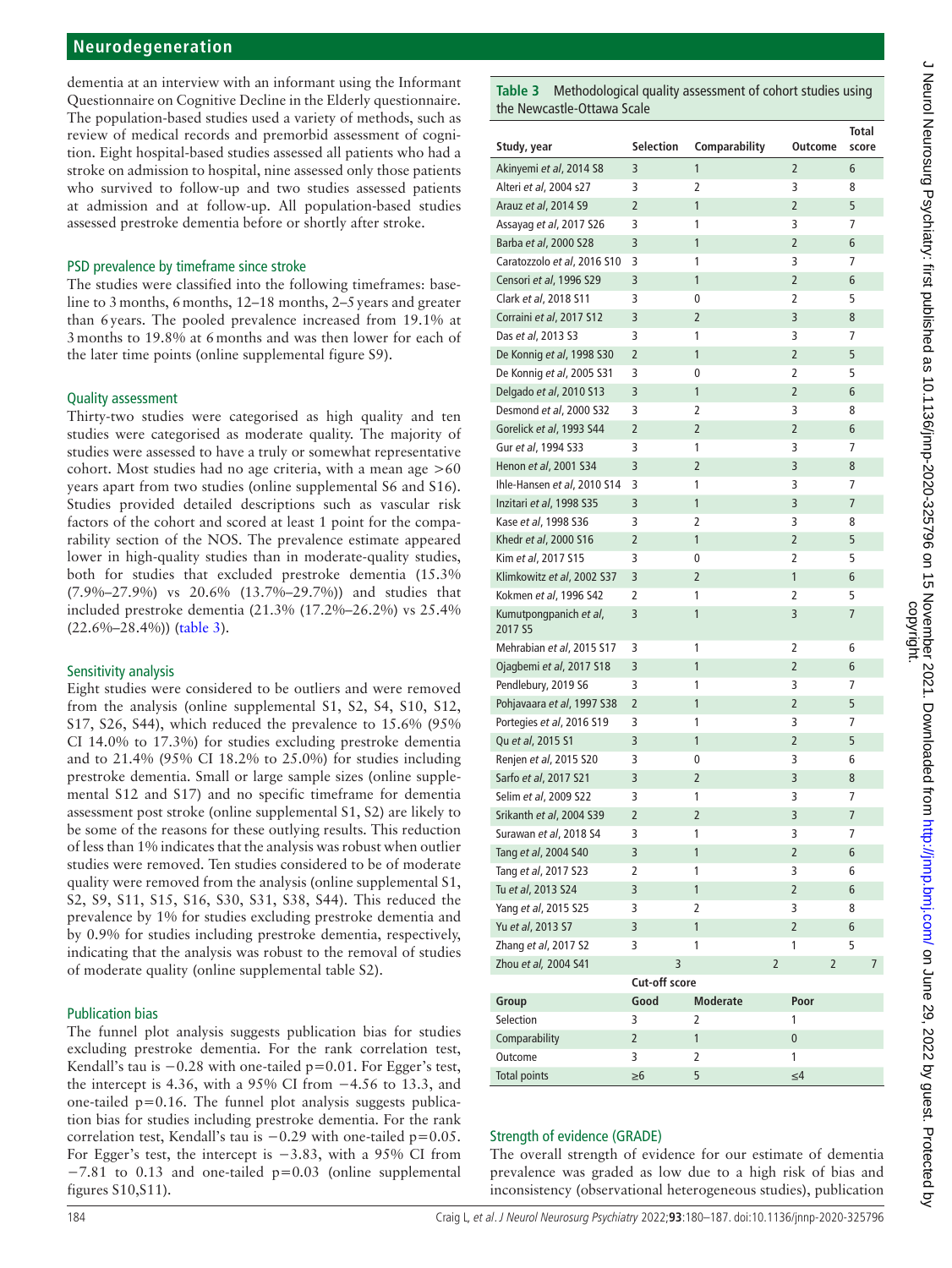dementia at an interview with an informant using the Informant Questionnaire on Cognitive Decline in the Elderly questionnaire. The population-based studies used a variety of methods, such as review of medical records and premorbid assessment of cognition. Eight hospital-based studies assessed all patients who had a stroke on admission to hospital, nine assessed only those patients who survived to follow-up and two studies assessed patients at admission and at follow-up. All population-based studies assessed prestroke dementia before or shortly after stroke.

### PSD prevalence by timeframe since stroke

The studies were classified into the following timeframes: baseline to 3 months, 6 months, 12–18 months, 2–5 years and greater than 6 years. The pooled prevalence increased from 19.1% at 3 months to 19.8% at 6 months and was then lower for each of the later time points (online supplemental figure S9).

### Quality assessment

Thirty-two studies were categorised as high quality and ten studies were categorised as moderate quality. The majority of studies were assessed to have a truly or somewhat representative cohort. Most studies had no age criteria, with a mean age >60 years apart from two studies (online supplemental S6 and S16). Studies provided detailed descriptions such as vascular risk factors of the cohort and scored at least 1 point for the comparability section of the NOS. The prevalence estimate appeared lower in high-quality studies than in moderate-quality studies, both for studies that excluded prestroke dementia (15.3% (7.9%–27.9%) vs 20.6% (13.7%–29.7%)) and studies that included prestroke dementia (21.3% (17.2%–26.2%) vs 25.4% (22.6%–28.4%)) (table 3).

### Sensitivity analysis

Eight studies were considered to be outliers and were removed from the analysis (online supplemental S1, S2, S4, S10, S12, S17, S26, S44), which reduced the prevalence to 15.6% (95% CI 14.0% to 17.3%) for studies excluding prestroke dementia and to 21.4% (95% CI 18.2% to 25.0%) for studies including prestroke dementia. Small or large sample sizes (online supplemental S12 and S17) and no specific timeframe for dementia assessment post stroke (online supplemental S1, S2) are likely to be some of the reasons for these outlying results. This reduction of less than 1% indicates that the analysis was robust when outlier studies were removed. Ten studies considered to be of moderate quality were removed from the analysis (online supplemental S1, S2, S9, S11, S15, S16, S30, S31, S38, S44). This reduced the prevalence by 1% for studies excluding prestroke dementia and by 0.9% for studies including prestroke dementia, respectively, indicating that the analysis was robust to the removal of studies of moderate quality (online supplemental table S2).

### Publication bias

The funnel plot analysis suggests publication bias for studies excluding prestroke dementia. For the rank correlation test, Kendall's tau is −0.28 with one-tailed p=0.01. For Egger's test, the intercept is 4.36, with a 95% CI from −4.56 to 13.3, and one-tailed p=0.16. The funnel plot analysis suggests publication bias for studies including prestroke dementia. For the rank correlation test, Kendall's tau is −0.29 with one-tailed p=0.05. For Egger's test, the intercept is −3.83, with a 95% CI from −7.81 to 0.13 and one-tailed p=0.03 (online supplemental figures S10,S11).

**Table 3** Methodological quality assessment of cohort studies using the Newcastle-Ottawa Scale

| Study, year | Selection | Comparability | Outcome | Total score |
|---|---|---|---|---|
| Akinyemi *et al*, 2014 S8 | 3 | 1 | 2 | 6 |
| Alteri *et al*, 2004 s27 | 3 | 2 | 3 | 8 |
| Arauz *et al*, 2014 S9 | 2 | 1 | 2 | 5 |
| Assayag *et al*, 2017 S26 | 3 | 1 | 3 | 7 |
| Barba *et al*, 2000 S28 | 3 | 1 | 2 | 6 |
| Caratozzolo *et al*, 2016 S10 | 3 | 1 | 3 | 7 |
| Censori *et al*, 1996 S29 | 3 | 1 | 2 | 6 |
| Clark *et al*, 2018 S11 | 3 | 0 | 2 | 5 |
| Corraini *et al*, 2017 S12 | 3 | 2 | 3 | 8 |
| Das *et al*, 2013 S3 | 3 | 1 | 3 | 7 |
| De Konnig *et al*, 1998 S30 | 2 | 1 | 2 | 5 |
| De Konnig *et al*, 2005 S31 | 3 | 0 | 2 | 5 |
| Delgado *et al*, 2010 S13 | 3 | 1 | 2 | 6 |
| Desmond *et al*, 2000 S32 | 3 | 2 | 3 | 8 |
| Gorelick *et al*, 1993 S44 | 2 | 2 | 2 | 6 |
| Gur *et al*, 1994 S33 | 3 | 1 | 3 | 7 |
| Henon *et al*, 2001 S34 | 3 | 2 | 3 | 8 |
| Ihle-Hansen *et al*, 2010 S14 | 3 | 1 | 3 | 7 |
| Inzitari *et al*, 1998 S35 | 3 | 1 | 3 | 7 |
| Kase *et al*, 1998 S36 | 3 | 2 | 3 | 8 |
| Khedr *et al*, 2000 S16 | 2 | 1 | 2 | 5 |
| Kim *et al*, 2017 S15 | 3 | 0 | 2 | 5 |
| Klimkowitz *et al*, 2002 S37 | 3 | 2 | 1 | 6 |
| Kokmen *et al*, 1996 S42 | 2 | 1 | 2 | 5 |
| Kumutpongpanich *et al*, 2017 S5 | 3 | 1 | 3 | 7 |
| Mehrabian *et al*, 2015 S17 | 3 | 1 | 2 | 6 |
| Ojagbemi *et al*, 2017 S18 | 3 | 1 | 2 | 6 |
| Pendlebury, 2019 S6 | 3 | 1 | 3 | 7 |
| Pohjavaara *et al*, 1997 S38 | 2 | 1 | 2 | 5 |
| Portegies *et al*, 2016 S19 | 3 | 1 | 3 | 7 |
| Qu *et al*, 2015 S1 | 3 | 1 | 2 | 5 |
| Renjen *et al*, 2015 S20 | 3 | 0 | 3 | 6 |
| Sarfo *et al*, 2017 S21 | 3 | 2 | 3 | 8 |
| Selim *et al*, 2009 S22 | 3 | 1 | 3 | 7 |
| Srikanth *et al*, 2004 S39 | 2 | 2 | 3 | 7 |
| Surawan *et al*, 2018 S4 | 3 | 1 | 3 | 7 |
| Tang *et al*, 2004 S40 | 3 | 1 | 2 | 6 |
| Tang *et al*, 2017 S23 | 2 | 1 | 3 | 6 |
| Tu *et al*, 2013 S24 | 3 | 1 | 2 | 6 |
| Yang *et al*, 2015 S25 | 3 | 2 | 3 | 8 |
| Yu *et al*, 2013 S7 | 3 | 1 | 2 | 6 |
| Zhang *et al*, 2017 S2 | 3 | 1 | 1 | 5 |
| Zhou *et al*, 2004 S41 | 3 | 2 | 2 | 7 |

| Cut-off score | | | |
|---|---|---|---|
| **Group** | **Good** | **Moderate** | **Poor** |
| Selection | 3 | 2 | 1 |
| Comparability | 2 | 1 | 0 |
| Outcome | 3 | 2 | 1 |
| Total points | ≥6 | 5 | ≤4 |

### Strength of evidence (GRADE)

The overall strength of evidence for our estimate of dementia prevalence was graded as low due to a high risk of bias and inconsistency (observational heterogeneous studies), publication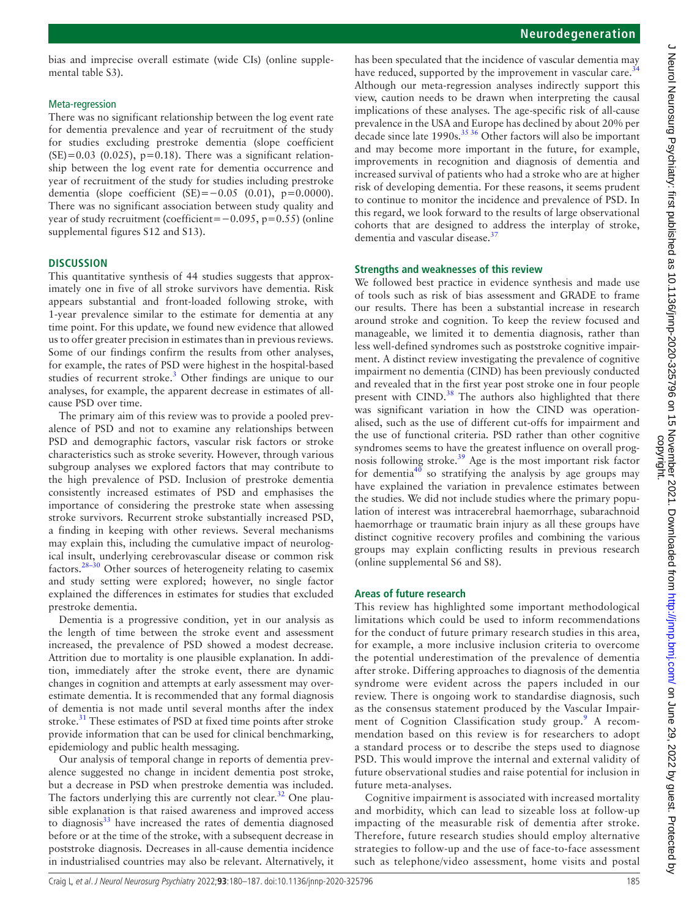bias and imprecise overall estimate (wide CIs) (online supplemental table S3).

### Meta-regression

There was no significant relationship between the log event rate for dementia prevalence and year of recruitment of the study for studies excluding prestroke dementia (slope coefficient (SE)=0.03 (0.025), p=0.18). There was a significant relationship between the log event rate for dementia occurrence and year of recruitment of the study for studies including prestroke dementia (slope coefficient (SE)=−0.05 (0.01), p=0.0000). There was no significant association between study quality and year of study recruitment (coefficient=−0.095, p=0.55) (online supplemental figures S12 and S13).

## DISCUSSION

This quantitative synthesis of 44 studies suggests that approximately one in five of all stroke survivors have dementia. Risk appears substantial and front-loaded following stroke, with 1-year prevalence similar to the estimate for dementia at any time point. For this update, we found new evidence that allowed us to offer greater precision in estimates than in previous reviews. Some of our findings confirm the results from other analyses, for example, the rates of PSD were highest in the hospital-based studies of recurrent stroke.[3] Other findings are unique to our analyses, for example, the apparent decrease in estimates of all-cause PSD over time.

The primary aim of this review was to provide a pooled prevalence of PSD and not to examine any relationships between PSD and demographic factors, vascular risk factors or stroke characteristics such as stroke severity. However, through various subgroup analyses we explored factors that may contribute to the high prevalence of PSD. Inclusion of prestroke dementia consistently increased estimates of PSD and emphasises the importance of considering the prestroke state when assessing stroke survivors. Recurrent stroke substantially increased PSD, a finding in keeping with other reviews. Several mechanisms may explain this, including the cumulative impact of neurological insult, underlying cerebrovascular disease or common risk factors.[28–30] Other sources of heterogeneity relating to casemix and study setting were explored; however, no single factor explained the differences in estimates for studies that excluded prestroke dementia.

Dementia is a progressive condition, yet in our analysis as the length of time between the stroke event and assessment increased, the prevalence of PSD showed a modest decrease. Attrition due to mortality is one plausible explanation. In addition, immediately after the stroke event, there are dynamic changes in cognition and attempts at early assessment may overestimate dementia. It is recommended that any formal diagnosis of dementia is not made until several months after the index stroke.[31] These estimates of PSD at fixed time points after stroke provide information that can be used for clinical benchmarking, epidemiology and public health messaging.

Our analysis of temporal change in reports of dementia prevalence suggested no change in incident dementia post stroke, but a decrease in PSD when prestroke dementia was included. The factors underlying this are currently not clear.[32] One plausible explanation is that raised awareness and improved access to diagnosis[33] have increased the rates of dementia diagnosed before or at the time of the stroke, with a subsequent decrease in poststroke diagnosis. Decreases in all-cause dementia incidence in industrialised countries may also be relevant. Alternatively, it has been speculated that the incidence of vascular dementia may have reduced, supported by the improvement in vascular care.[34] Although our meta-regression analyses indirectly support this view, caution needs to be drawn when interpreting the causal implications of these analyses. The age-specific risk of all-cause prevalence in the USA and Europe has declined by about 20% per decade since late 1990s.[35,36] Other factors will also be important and may become more important in the future, for example, improvements in recognition and diagnosis of dementia and increased survival of patients who had a stroke who are at higher risk of developing dementia. For these reasons, it seems prudent to continue to monitor the incidence and prevalence of PSD. In this regard, we look forward to the results of large observational cohorts that are designed to address the interplay of stroke, dementia and vascular disease.[37]

### Strengths and weaknesses of this review

We followed best practice in evidence synthesis and made use of tools such as risk of bias assessment and GRADE to frame our results. There has been a substantial increase in research around stroke and cognition. To keep the review focused and manageable, we limited it to dementia diagnosis, rather than less well-defined syndromes such as poststroke cognitive impairment. A distinct review investigating the prevalence of cognitive impairment no dementia (CIND) has been previously conducted and revealed that in the first year post stroke one in four people present with CIND.[38] The authors also highlighted that there was significant variation in how the CIND was operationalised, such as the use of different cut-offs for impairment and the use of functional criteria. PSD rather than other cognitive syndromes seems to have the greatest influence on overall prognosis following stroke.[39] Age is the most important risk factor for dementia[40] so stratifying the analysis by age groups may have explained the variation in prevalence estimates between the studies. We did not include studies where the primary population of interest was intracerebral haemorrhage, subarachnoid haemorrhage or traumatic brain injury as all these groups have distinct cognitive recovery profiles and combining the various groups may explain conflicting results in previous research (online supplemental S6 and S8).

### Areas of future research

This review has highlighted some important methodological limitations which could be used to inform recommendations for the conduct of future primary research studies in this area, for example, a more inclusive inclusion criteria to overcome the potential underestimation of the prevalence of dementia after stroke. Differing approaches to diagnosis of the dementia syndrome were evident across the papers included in our review. There is ongoing work to standardise diagnosis, such as the consensus statement produced by the Vascular Impairment of Cognition Classification study group.[9] A recommendation based on this review is for researchers to adopt a standard process or to describe the steps used to diagnose PSD. This would improve the internal and external validity of future observational studies and raise potential for inclusion in future meta-analyses.

Cognitive impairment is associated with increased mortality and morbidity, which can lead to sizeable loss at follow-up impacting of the measurable risk of dementia after stroke. Therefore, future research studies should employ alternative strategies to follow-up and the use of face-to-face assessment such as telephone/video assessment, home visits and postal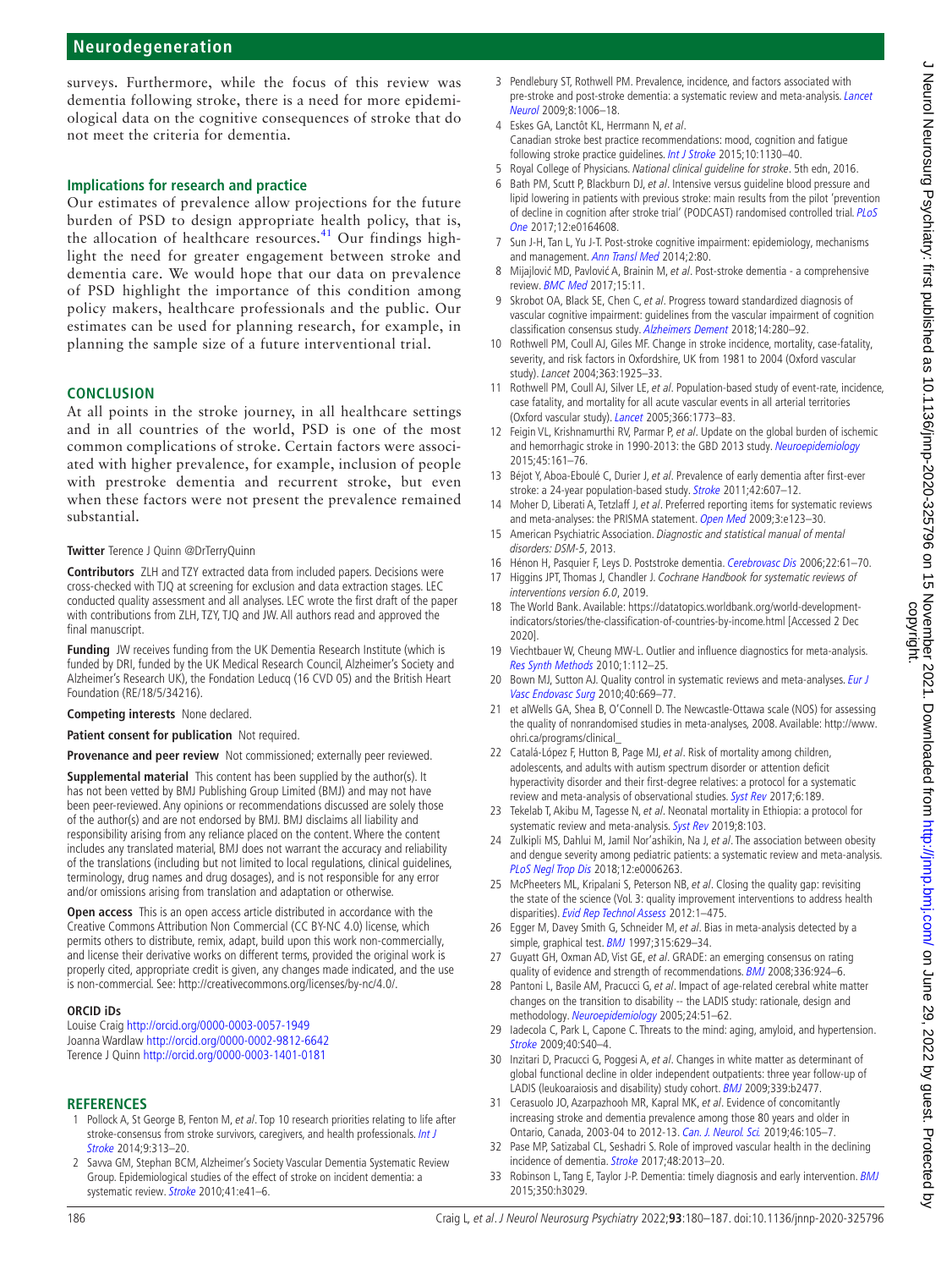surveys. Furthermore, while the focus of this review was dementia following stroke, there is a need for more epidemiological data on the cognitive consequences of stroke that do not meet the criteria for dementia.

### Implications for research and practice

Our estimates of prevalence allow projections for the future burden of PSD to design appropriate health policy, that is, the allocation of healthcare resources.[41] Our findings highlight the need for greater engagement between stroke and dementia care. We would hope that our data on prevalence of PSD highlight the importance of this condition among policy makers, healthcare professionals and the public. Our estimates can be used for planning research, for example, in planning the sample size of a future interventional trial.

## CONCLUSION

At all points in the stroke journey, in all healthcare settings and in all countries of the world, PSD is one of the most common complications of stroke. Certain factors were associated with higher prevalence, for example, inclusion of people with prestroke dementia and recurrent stroke, but even when these factors were not present the prevalence remained substantial.

**Twitter** Terence J Quinn @DrTerryQuinn

**Contributors** ZLH and TZY extracted data from included papers. Decisions were cross-checked with TJQ at screening for exclusion and data extraction stages. LEC conducted quality assessment and all analyses. LEC wrote the first draft of the paper with contributions from ZLH, TZY, TJQ and JW. All authors read and approved the final manuscript.

**Funding** JW receives funding from the UK Dementia Research Institute (which is funded by DRI, funded by the UK Medical Research Council, Alzheimer's Society and Alzheimer's Research UK), the Fondation Leducq (16 CVD 05) and the British Heart Foundation (RE/18/5/34216).

**Competing interests** None declared.

**Patient consent for publication** Not required.

**Provenance and peer review** Not commissioned; externally peer reviewed.

**Supplemental material** This content has been supplied by the author(s). It has not been vetted by BMJ Publishing Group Limited (BMJ) and may not have been peer-reviewed. Any opinions or recommendations discussed are solely those of the author(s) and are not endorsed by BMJ. BMJ disclaims all liability and responsibility arising from any reliance placed on the content. Where the content includes any translated material, BMJ does not warrant the accuracy and reliability of the translations (including but not limited to local regulations, clinical guidelines, terminology, drug names and drug dosages), and is not responsible for any error and/or omissions arising from translation and adaptation or otherwise.

**Open access** This is an open access article distributed in accordance with the Creative Commons Attribution Non Commercial (CC BY-NC 4.0) license, which permits others to distribute, remix, adapt, build upon this work non-commercially, and license their derivative works on different terms, provided the original work is properly cited, appropriate credit is given, any changes made indicated, and the use is non-commercial. See: http://creativecommons.org/licenses/by-nc/4.0/.

### ORCID iDs

Louise Craig http://orcid.org/0000-0003-0057-1949
Joanna Wardlaw http://orcid.org/0000-0002-9812-6642
Terence J Quinn http://orcid.org/0000-0003-1401-0181

## REFERENCES

1. Pollock A, St George B, Fenton M, *et al*. Top 10 research priorities relating to life after stroke-consensus from stroke survivors, caregivers, and health professionals. *Int J Stroke* 2014;9:313–20.
2. Savva GM, Stephan BCM, Alzheimer's Society Vascular Dementia Systematic Review Group. Epidemiological studies of the effect of stroke on incident dementia: a systematic review. *Stroke* 2010;41:e41–6.
3. Pendlebury ST, Rothwell PM. Prevalence, incidence, and factors associated with pre-stroke and post-stroke dementia: a systematic review and meta-analysis. *Lancet Neurol* 2009;8:1006–18.
4. Eskes GA, Lanctôt KL, Herrmann N, *et al*. Canadian stroke best practice recommendations: mood, cognition and fatigue following stroke practice guidelines. *Int J Stroke* 2015;10:1130–40.
5. Royal College of Physicians. *National clinical guideline for stroke*. 5th edn, 2016.
6. Bath PM, Scutt P, Blackburn DJ, *et al*. Intensive versus guideline blood pressure and lipid lowering in patients with previous stroke: main results from the pilot 'prevention of decline in cognition after stroke trial' (PODCAST) randomised controlled trial. *PLoS One* 2017;12:e0164608.
7. Sun J-H, Tan L, Yu J-T. Post-stroke cognitive impairment: epidemiology, mechanisms and management. *Ann Transl Med* 2014;2:80.
8. Mijajlović MD, Pavlović A, Brainin M, *et al*. Post-stroke dementia - a comprehensive review. *BMC Med* 2017;15:11.
9. Skrobot OA, Black SE, Chen C, *et al*. Progress toward standardized diagnosis of vascular cognitive impairment: guidelines from the vascular impairment of cognition classification consensus study. *Alzheimers Dement* 2018;14:280–92.
10. Rothwell PM, Coull AJ, Giles MF. Change in stroke incidence, mortality, case-fatality, severity, and risk factors in Oxfordshire, UK from 1981 to 2004 (Oxford vascular study). *Lancet* 2004;363:1925–33.
11. Rothwell PM, Coull AJ, Silver LE, *et al*. Population-based study of event-rate, incidence, case fatality, and mortality for all acute vascular events in all arterial territories (Oxford vascular study). *Lancet* 2005;366:1773–83.
12. Feigin VL, Krishnamurthi RV, Parmar P, *et al*. Update on the global burden of ischemic and hemorrhagic stroke in 1990-2013: the GBD 2013 study. *Neuroepidemiology* 2015;45:161–76.
13. Béjot Y, Aboa-Eboulé C, Durier J, *et al*. Prevalence of early dementia after first-ever stroke: a 24-year population-based study. *Stroke* 2011;42:607–12.
14. Moher D, Liberati A, Tetzlaff J, *et al*. Preferred reporting items for systematic reviews and meta-analyses: the PRISMA statement. *Open Med* 2009;3:e123–30.
15. American Psychiatric Association. *Diagnostic and statistical manual of mental disorders: DSM-5*, 2013.
16. Hénon H, Pasquier F, Leys D. Poststroke dementia. *Cerebrovasc Dis* 2006;22:61–70.
17. Higgins JPT, Thomas J, Chandler J. *Cochrane Handbook for systematic reviews of interventions version 6.0*, 2019.
18. The World Bank. Available: https://datatopics.worldbank.org/world-development-indicators/stories/the-classification-of-countries-by-income.html [Accessed 2 Dec 2020].
19. Viechtbauer W, Cheung MW-L. Outlier and influence diagnostics for meta-analysis. *Res Synth Methods* 2010;1:112–25.
20. Bown MJ, Sutton AJ. Quality control in systematic reviews and meta-analyses. *Eur J Vasc Endovasc Surg* 2010;40:669–77.
21. et alWells GA, Shea B, O'Connell D. The Newcastle-Ottawa scale (NOS) for assessing the quality of nonrandomised studies in meta-analyses, 2008. Available: http://www.ohri.ca/programs/clinical_
22. Catalá-López F, Hutton B, Page MJ, *et al*. Risk of mortality among children, adolescents, and adults with autism spectrum disorder or attention deficit hyperactivity disorder and their first-degree relatives: a protocol for a systematic review and meta-analysis of observational studies. *Syst Rev* 2017;6:189.
23. Tekelab T, Akibu M, Tagesse N, *et al*. Neonatal mortality in Ethiopia: a protocol for systematic review and meta-analysis. *Syst Rev* 2019;8:103.
24. Zulkipli MS, Dahlui M, Jamil Nor'ashikin, Na J, *et al*. The association between obesity and dengue severity among pediatric patients: a systematic review and meta-analysis. *PLoS Negl Trop Dis* 2018;12:e0006263.
25. McPheeters ML, Kripalani S, Peterson NB, *et al*. Closing the quality gap: revisiting the state of the science (Vol. 3: quality improvement interventions to address health disparities). *Evid Rep Technol Assess* 2012:1–475.
26. Egger M, Davey Smith G, Schneider M, *et al*. Bias in meta-analysis detected by a simple, graphical test. *BMJ* 1997;315:629–34.
27. Guyatt GH, Oxman AD, Vist GE, *et al*. GRADE: an emerging consensus on rating quality of evidence and strength of recommendations. *BMJ* 2008;336:924–6.
28. Pantoni L, Basile AM, Pracucci G, *et al*. Impact of age-related cerebral white matter changes on the transition to disability -- the LADIS study: rationale, design and methodology. *Neuroepidemiology* 2005;24:51–62.
29. Iadecola C, Park L, Capone C. Threats to the mind: aging, amyloid, and hypertension. *Stroke* 2009;40:S40–4.
30. Inzitari D, Pracucci G, Poggesi A, *et al*. Changes in white matter as determinant of global functional decline in older independent outpatients: three year follow-up of LADIS (leukoaraiosis and disability) study cohort. *BMJ* 2009;339:b2477.
31. Cerasuolo JO, Azarpazhooh MR, Kapral MK, *et al*. Evidence of concomitantly increasing stroke and dementia prevalence among those 80 years and older in Ontario, Canada, 2003-04 to 2012-13. *Can. J. Neurol. Sci.* 2019;46:105–7.
32. Pase MP, Satizabal CL, Seshadri S. Role of improved vascular health in the declining incidence of dementia. *Stroke* 2017;48:2013–20.
33. Robinson L, Tang E, Taylor J-P. Dementia: timely diagnosis and early intervention. *BMJ* 2015;350:h3029.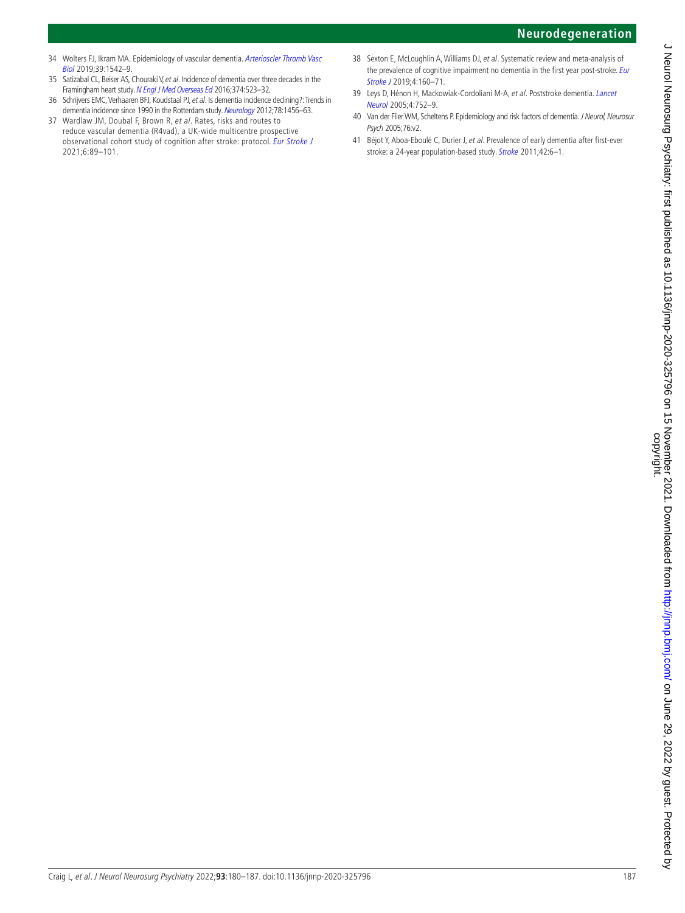34 Wolters FJ, Ikram MA. Epidemiology of vascular dementia. *Arterioscler Thromb Vasc Biol* 2019;39:1542–9.

35 Satizabal CL, Beiser AS, Chouraki V, *et al*. Incidence of dementia over three decades in the Framingham heart study. *N Engl J Med Overseas Ed* 2016;374:523–32.

36 Schrijvers EMC, Verhaaren BFJ, Koudstaal PJ, *et al*. Is dementia incidence declining?: Trends in dementia incidence since 1990 in the Rotterdam study. *Neurology* 2012;78:1456–63.

37 Wardlaw JM, Doubal F, Brown R, *et al*. Rates, risks and routes to reduce vascular dementia (R4vad), a UK-wide multicentre prospective observational cohort study of cognition after stroke: protocol. *Eur Stroke J* 2021;6:89–101.

38 Sexton E, McLoughlin A, Williams DJ, *et al*. Systematic review and meta-analysis of the prevalence of cognitive impairment no dementia in the first year post-stroke. *Eur Stroke J* 2019;4:160–71.

39 Leys D, Hénon H, Mackowiak-Cordoliani M-A, *et al*. Poststroke dementia. *Lancet Neurol* 2005;4:752–9.

40 Van der Flier WM, Scheltens P. Epidemiology and risk factors of dementia. *J Neurol, Neurosur Psych* 2005;76:v2.

41 Béjot Y, Aboa-Eboulé C, Durier J, *et al*. Prevalence of early dementia after first-ever stroke: a 24-year population-based study. *Stroke* 2011;42:6–1.